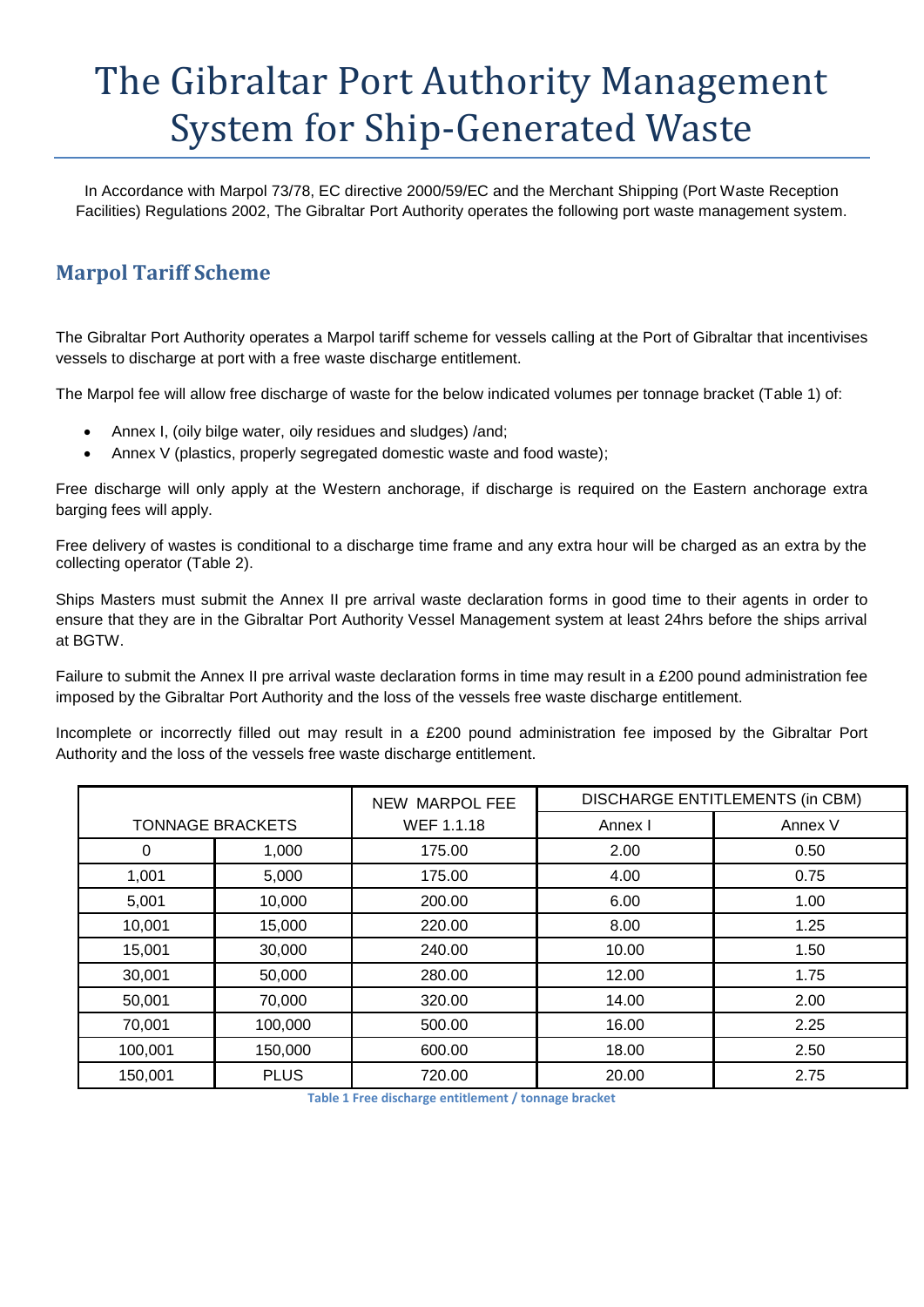# The Gibraltar Port Authority Management System for Ship-Generated Waste

In Accordance with Marpol 73/78, EC directive 2000/59/EC and the Merchant Shipping (Port Waste Reception Facilities) Regulations 2002, The Gibraltar Port Authority operates the following port waste management system.

## Marpol Tariff Scheme

The Gibraltar Port Authority operates a Marpol tariff scheme for vessels calling at the Port of Gibraltar that incentivises vessels to discharge at port with a free waste discharge entitlement.

The Marpol fee will allow free discharge of waste for the below indicated volumes per tonnage bracket (Table 1) of:

- Annex I, (oily bilge water, oily residues and sludges) /and;
- Annex V (plastics, properly segregated domestic waste and food waste);

Free discharge will only apply at the Western anchorage, if discharge is required on the Eastern anchorage extra barging fees will apply.

Free delivery of wastes is conditional to a discharge time frame and any extra hour will be charged as an extra by the collecting operator (Table 2).

Ships Masters must submit the Annex II pre arrival waste declaration forms in good time to their agents in order to ensure that they are in the Gibraltar Port Authority Vessel Management system at least 24hrs before the ships arrival at BGTW.

Failure to submit the Annex II pre arrival waste declaration forms in time may result in a £200 pound administration fee imposed by the Gibraltar Port Authority and the loss of the vessels free waste discharge entitlement.

Incomplete or incorrectly filled out may result in a £200 pound administration fee imposed by the Gibraltar Port Authority and the loss of the vessels free waste discharge entitlement.

| TONNAGE BRACKETS | | NEW MARPOL FEE WEF 1.1.18 | DISCHARGE ENTITLEMENTS (in CBM) | |
|---|---|---|---|---|
| | | | Annex I | Annex V |
| 0 | 1,000 | 175.00 | 2.00 | 0.50 |
| 1,001 | 5,000 | 175.00 | 4.00 | 0.75 |
| 5,001 | 10,000 | 200.00 | 6.00 | 1.00 |
| 10,001 | 15,000 | 220.00 | 8.00 | 1.25 |
| 15,001 | 30,000 | 240.00 | 10.00 | 1.50 |
| 30,001 | 50,000 | 280.00 | 12.00 | 1.75 |
| 50,001 | 70,000 | 320.00 | 14.00 | 2.00 |
| 70,001 | 100,000 | 500.00 | 16.00 | 2.25 |
| 100,001 | 150,000 | 600.00 | 18.00 | 2.50 |
| 150,001 | PLUS | 720.00 | 20.00 | 2.75 |

**Table 1 Free discharge entitlement / tonnage bracket**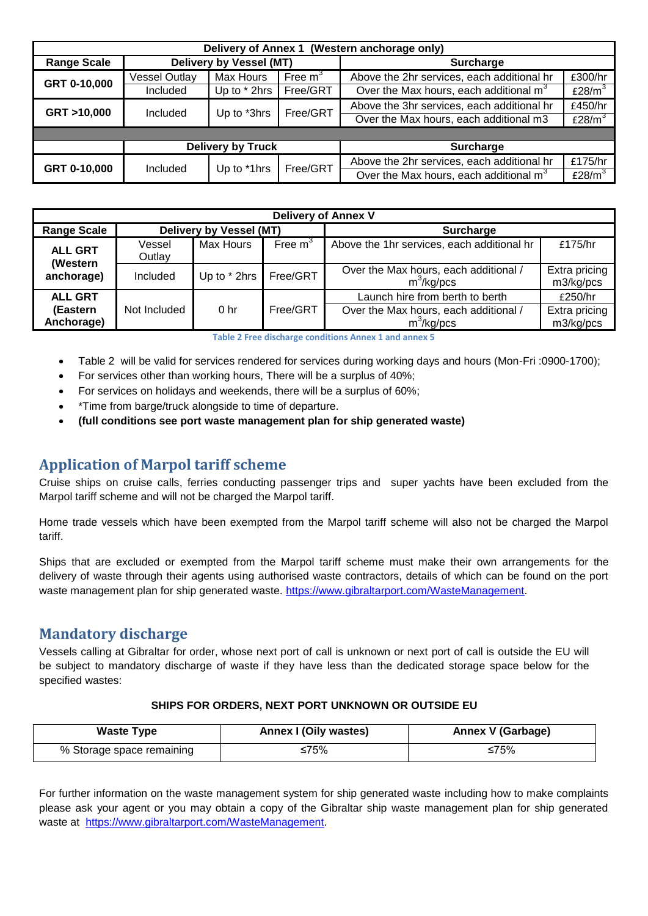| Delivery of Annex 1 (Western anchorage only) | | | | | |
|---|---|---|---|---|---|
| Range Scale | Delivery by Vessel (MT) | | | Surcharge | |
| GRT 0-10,000 | Vessel Outlay | Max Hours | Free $m^3$ | Above the 2hr services, each additional hr | £300/hr |
| | Included | Up to * 2hrs | Free/GRT | Over the Max hours, each additional $m^3$ | £28/$m^3$ |
| GRT >10,000 | Included | Up to *3hrs | Free/GRT | Above the 3hr services, each additional hr | £450/hr |
| | | | | Over the Max hours, each additional m3 | £28/$m^3$ |
| | | | | | |
| | Delivery by Truck | | | Surcharge | |
| GRT 0-10,000 | Included | Up to *1hrs | Free/GRT | Above the 2hr services, each additional hr | £175/hr |
| | | | | Over the Max hours, each additional $m^3$ | £28/$m^3$ |

| Delivery of Annex V | | | | | |
|---|---|---|---|---|---|
| Range Scale | Delivery by Vessel (MT) | | | Surcharge | |
| ALL GRT (Western anchorage) | Vessel Outlay | Max Hours | Free $m^3$ | Above the 1hr services, each additional hr | £175/hr |
| | Included | Up to * 2hrs | Free/GRT | Over the Max hours, each additional / $m^3$/kg/pcs | Extra pricing m3/kg/pcs |
| ALL GRT (Eastern Anchorage) | Not Included | 0 hr | Free/GRT | Launch hire from berth to berth | £250/hr |
| | | | | Over the Max hours, each additional / $m^3$/kg/pcs | Extra pricing m3/kg/pcs |

Table 2 Free discharge conditions Annex 1 and annex 5

- Table 2 will be valid for services rendered for services during working days and hours (Mon-Fri :0900-1700);
- For services other than working hours, There will be a surplus of 40%;
- For services on holidays and weekends, there will be a surplus of 60%;
- *Time from barge/truck alongside to time of departure.
- **(full conditions see port waste management plan for ship generated waste)**

## Application of Marpol tariff scheme

Cruise ships on cruise calls, ferries conducting passenger trips and super yachts have been excluded from the Marpol tariff scheme and will not be charged the Marpol tariff.

Home trade vessels which have been exempted from the Marpol tariff scheme will also not be charged the Marpol tariff.

Ships that are excluded or exempted from the Marpol tariff scheme must make their own arrangements for the delivery of waste through their agents using authorised waste contractors, details of which can be found on the port waste management plan for ship generated waste. https://www.gibraltarport.com/WasteManagement.

## Mandatory discharge

Vessels calling at Gibraltar for order, whose next port of call is unknown or next port of call is outside the EU will be subject to mandatory discharge of waste if they have less than the dedicated storage space below for the specified wastes:

**SHIPS FOR ORDERS, NEXT PORT UNKNOWN OR OUTSIDE EU**

| Waste Type | Annex I (Oily wastes) | Annex V (Garbage) |
|---|---|---|
| % Storage space remaining | ≤75% | ≤75% |

For further information on the waste management system for ship generated waste including how to make complaints please ask your agent or you may obtain a copy of the Gibraltar ship waste management plan for ship generated waste at https://www.gibraltarport.com/WasteManagement.